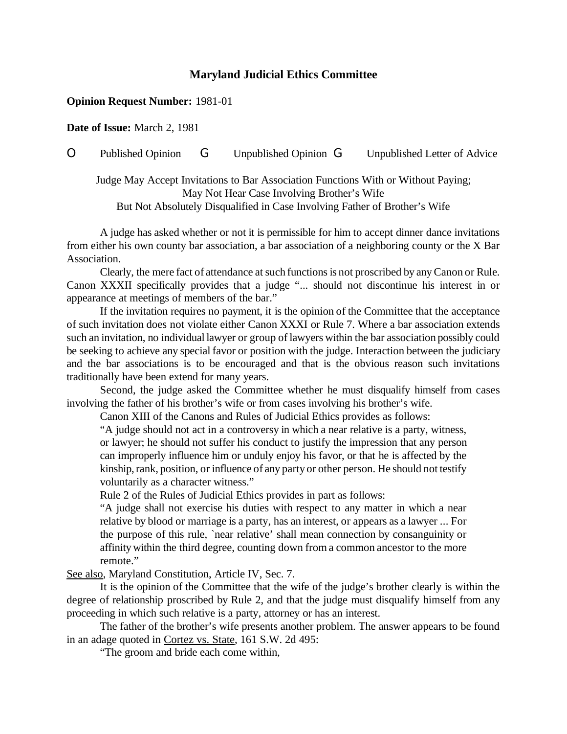# Maryland Judicial Ethics Committee

**Opinion Request Number:** 1981-01

**Date of Issue:** March 2, 1981

O Published Opinion G Unpublished Opinion G Unpublished Letter of Advice

Judge May Accept Invitations to Bar Association Functions With or Without Paying;
May Not Hear Case Involving Brother's Wife
But Not Absolutely Disqualified in Case Involving Father of Brother's Wife

A judge has asked whether or not it is permissible for him to accept dinner dance invitations from either his own county bar association, a bar association of a neighboring county or the X Bar Association.

Clearly, the mere fact of attendance at such functions is not proscribed by any Canon or Rule. Canon XXXII specifically provides that a judge "... should not discontinue his interest in or appearance at meetings of members of the bar."

If the invitation requires no payment, it is the opinion of the Committee that the acceptance of such invitation does not violate either Canon XXXI or Rule 7. Where a bar association extends such an invitation, no individual lawyer or group of lawyers within the bar association possibly could be seeking to achieve any special favor or position with the judge. Interaction between the judiciary and the bar associations is to be encouraged and that is the obvious reason such invitations traditionally have been extend for many years.

Second, the judge asked the Committee whether he must disqualify himself from cases involving the father of his brother's wife or from cases involving his brother's wife.

Canon XIII of the Canons and Rules of Judicial Ethics provides as follows:

> "A judge should not act in a controversy in which a near relative is a party, witness, or lawyer; he should not suffer his conduct to justify the impression that any person can improperly influence him or unduly enjoy his favor, or that he is affected by the kinship, rank, position, or influence of any party or other person. He should not testify voluntarily as a character witness."

Rule 2 of the Rules of Judicial Ethics provides in part as follows:

> "A judge shall not exercise his duties with respect to any matter in which a near relative by blood or marriage is a party, has an interest, or appears as a lawyer ... For the purpose of this rule, `near relative' shall mean connection by consanguinity or affinity within the third degree, counting down from a common ancestor to the more remote."

See also, Maryland Constitution, Article IV, Sec. 7.

It is the opinion of the Committee that the wife of the judge's brother clearly is within the degree of relationship proscribed by Rule 2, and that the judge must disqualify himself from any proceeding in which such relative is a party, attorney or has an interest.

The father of the brother's wife presents another problem. The answer appears to be found in an adage quoted in Cortez vs. State, 161 S.W. 2d 495:

"The groom and bride each come within,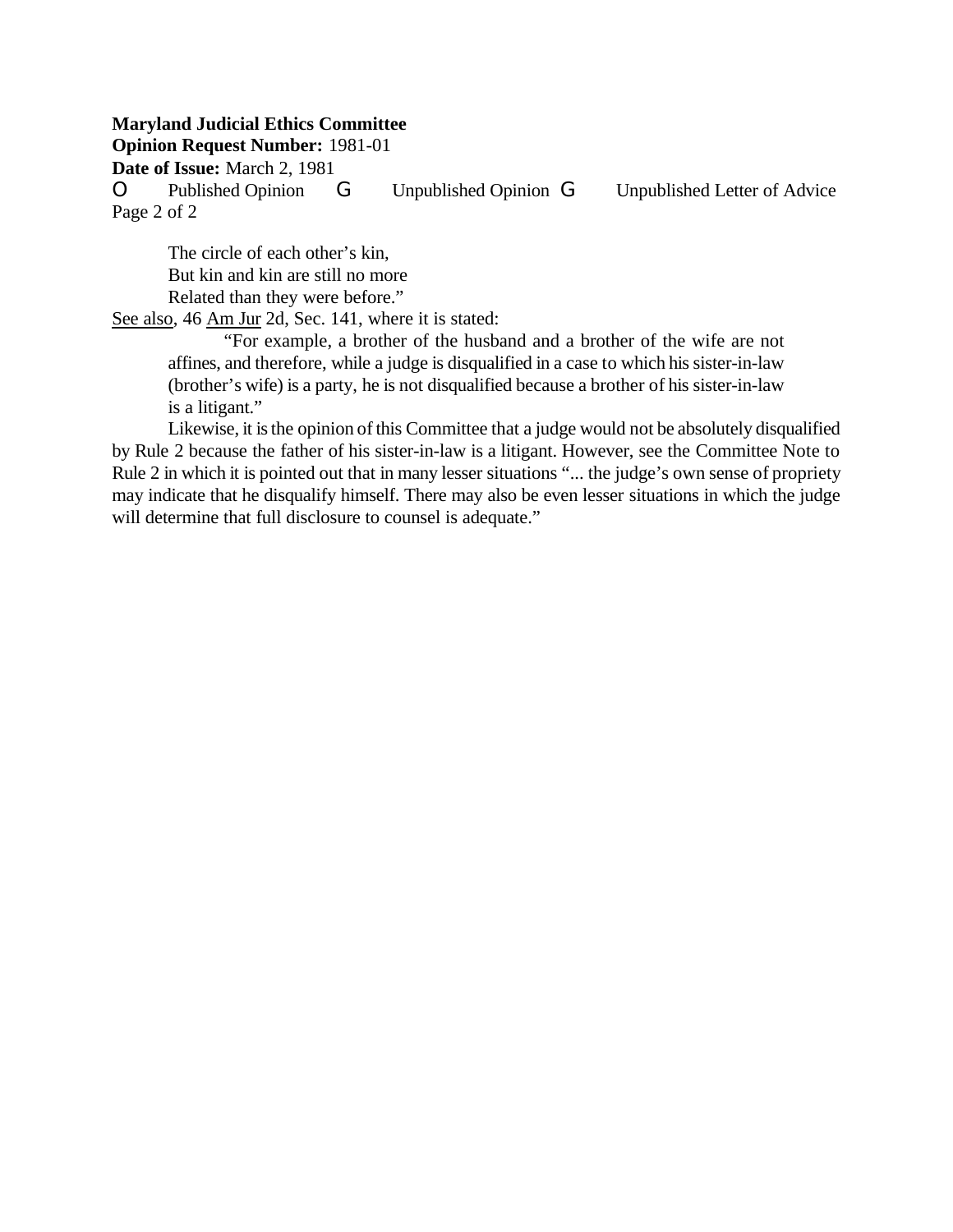The circle of each other's kin,
But kin and kin are still no more
Related than they were before."

See also, 46 Am Jur 2d, Sec. 141, where it is stated:

> "For example, a brother of the husband and a brother of the wife are not affines, and therefore, while a judge is disqualified in a case to which his sister-in-law (brother's wife) is a party, he is not disqualified because a brother of his sister-in-law is a litigant."

Likewise, it is the opinion of this Committee that a judge would not be absolutely disqualified by Rule 2 because the father of his sister-in-law is a litigant. However, see the Committee Note to Rule 2 in which it is pointed out that in many lesser situations "... the judge's own sense of propriety may indicate that he disqualify himself. There may also be even lesser situations in which the judge will determine that full disclosure to counsel is adequate."